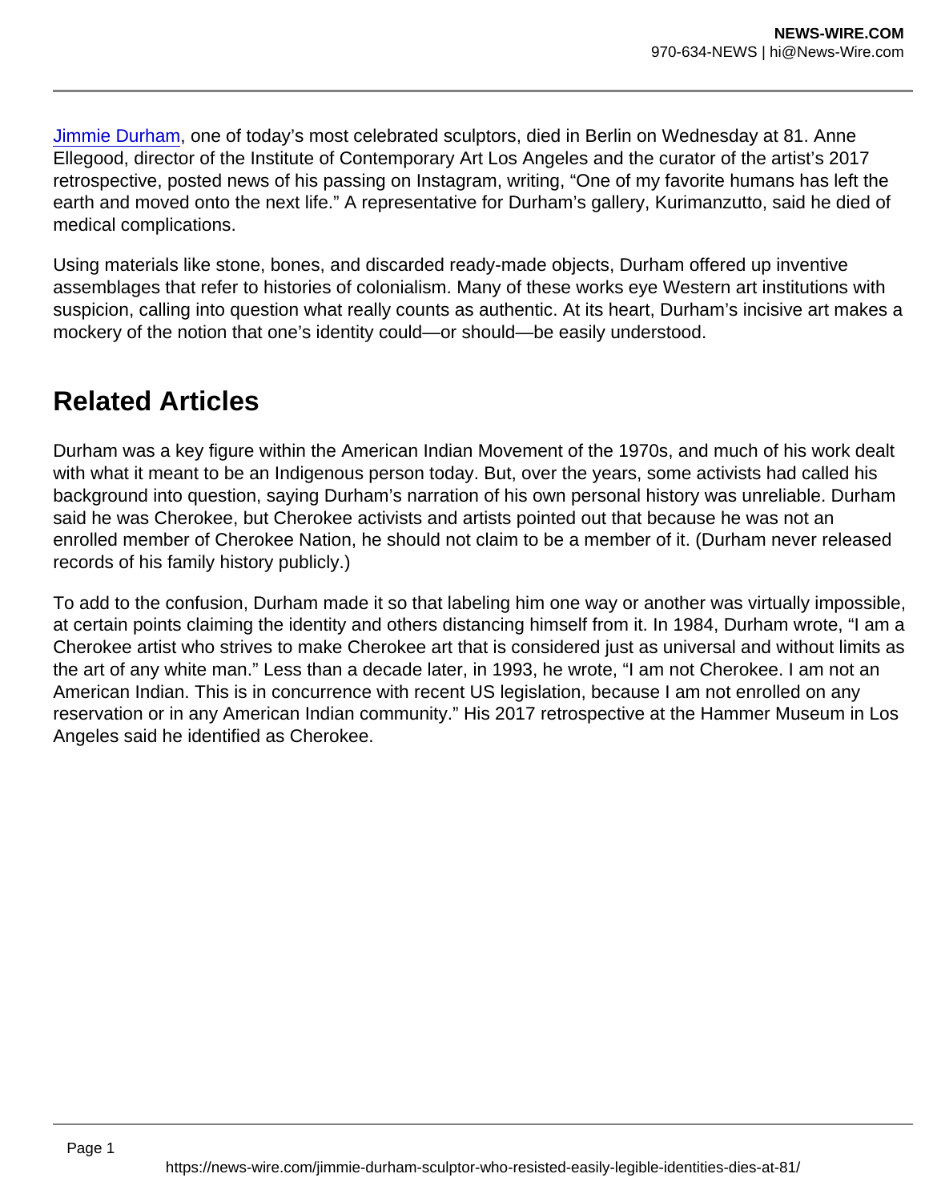Jimmie Durham, one of today's most celebrated sculptors, died in Berlin on Wednesday at 81. Anne Ellegood, director of the Institute of Contemporary Art Los Angeles and the curator of the artist's 2017 retrospective, posted news of his passing on Instagram, writing, "One of my favorite humans has left the earth and moved onto the next life." A representative for Durham's gallery, Kurimanzutto, said he died of medical complications.

Using materials like stone, bones, and discarded ready-made objects, Durham offered up inventive assemblages that refer to histories of colonialism. Many of these works eye Western art institutions with suspicion, calling into question what really counts as authentic. At its heart, Durham's incisive art makes a mockery of the notion that one's identity could—or should—be easily understood.

## Related Articles

Durham was a key figure within the American Indian Movement of the 1970s, and much of his work dealt with what it meant to be an Indigenous person today. But, over the years, some activists had called his background into question, saying Durham's narration of his own personal history was unreliable. Durham said he was Cherokee, but Cherokee activists and artists pointed out that because he was not an enrolled member of Cherokee Nation, he should not claim to be a member of it. (Durham never released records of his family history publicly.)

To add to the confusion, Durham made it so that labeling him one way or another was virtually impossible, at certain points claiming the identity and others distancing himself from it. In 1984, Durham wrote, "I am a Cherokee artist who strives to make Cherokee art that is considered just as universal and without limits as the art of any white man." Less than a decade later, in 1993, he wrote, "I am not Cherokee. I am not an American Indian. This is in concurrence with recent US legislation, because I am not enrolled on any reservation or in any American Indian community." His 2017 retrospective at the Hammer Museum in Los Angeles said he identified as Cherokee.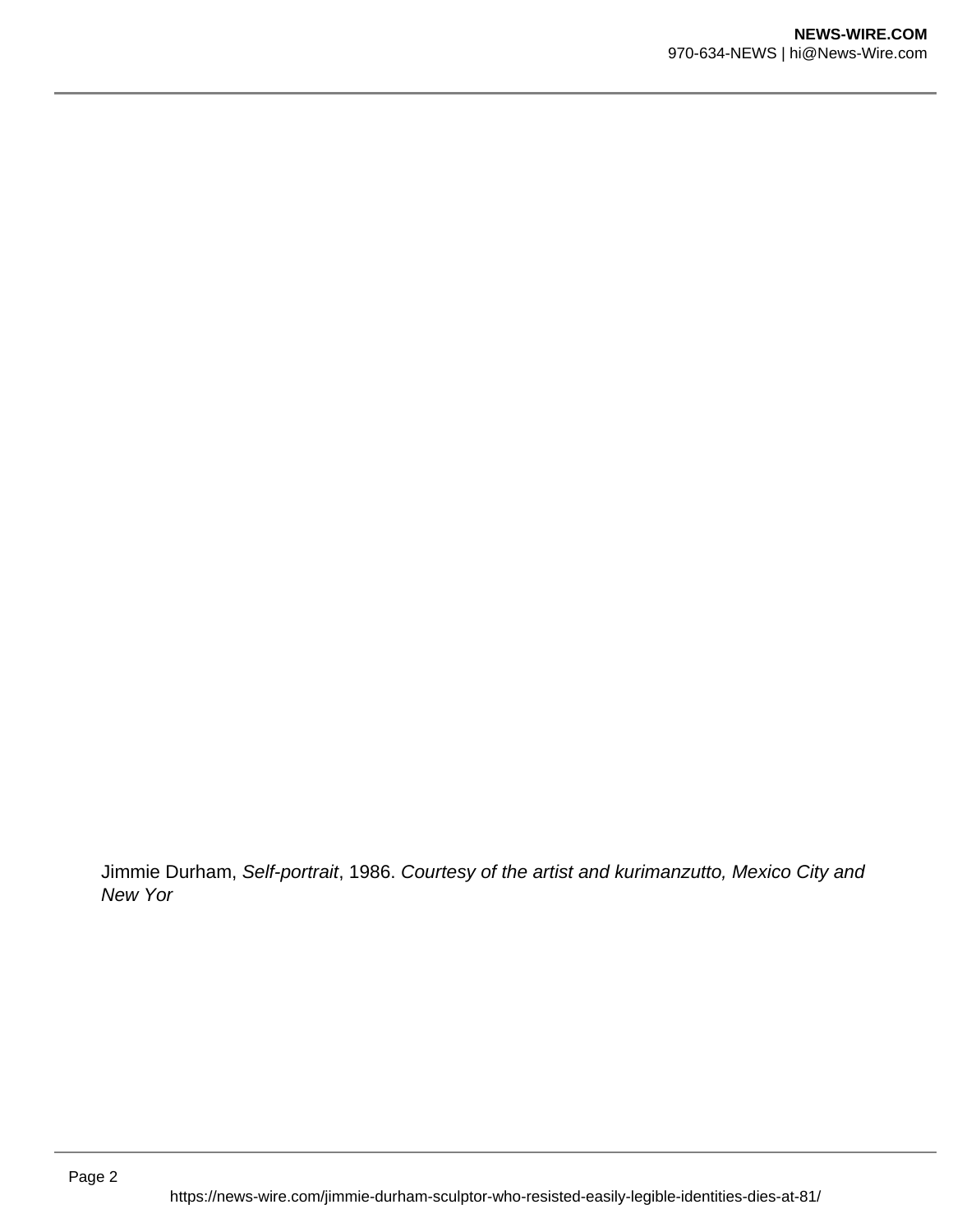Jimmie Durham, *Self-portrait*, 1986. *Courtesy of the artist and kurimanzutto, Mexico City and New Yor*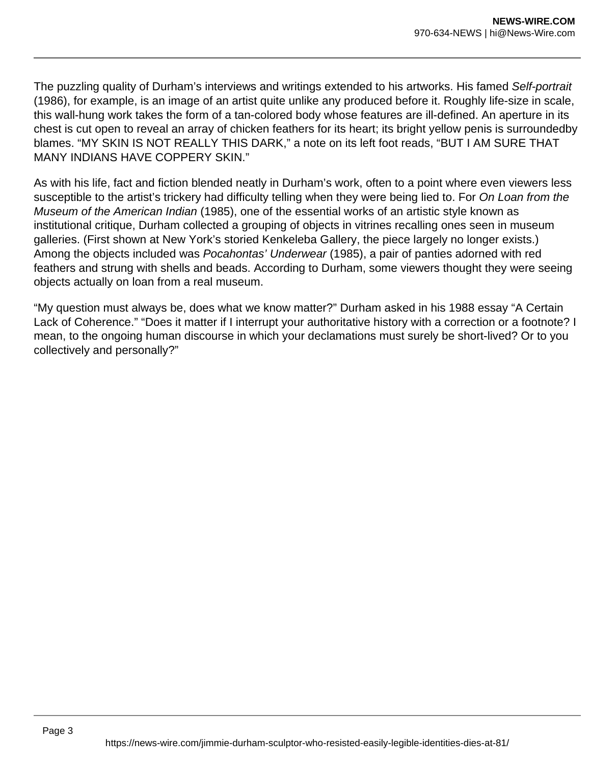The puzzling quality of Durham's interviews and writings extended to his artworks. His famed *Self-portrait* (1986), for example, is an image of an artist quite unlike any produced before it. Roughly life-size in scale, this wall-hung work takes the form of a tan-colored body whose features are ill-defined. An aperture in its chest is cut open to reveal an array of chicken feathers for its heart; its bright yellow penis is surroundedby blames. "MY SKIN IS NOT REALLY THIS DARK," a note on its left foot reads, "BUT I AM SURE THAT MANY INDIANS HAVE COPPERY SKIN."

As with his life, fact and fiction blended neatly in Durham's work, often to a point where even viewers less susceptible to the artist's trickery had difficulty telling when they were being lied to. For *On Loan from the Museum of the American Indian* (1985), one of the essential works of an artistic style known as institutional critique, Durham collected a grouping of objects in vitrines recalling ones seen in museum galleries. (First shown at New York's storied Kenkeleba Gallery, the piece largely no longer exists.) Among the objects included was *Pocahontas' Underwear* (1985), a pair of panties adorned with red feathers and strung with shells and beads. According to Durham, some viewers thought they were seeing objects actually on loan from a real museum.

"My question must always be, does what we know matter?" Durham asked in his 1988 essay "A Certain Lack of Coherence." "Does it matter if I interrupt your authoritative history with a correction or a footnote? I mean, to the ongoing human discourse in which your declamations must surely be short-lived? Or to you collectively and personally?"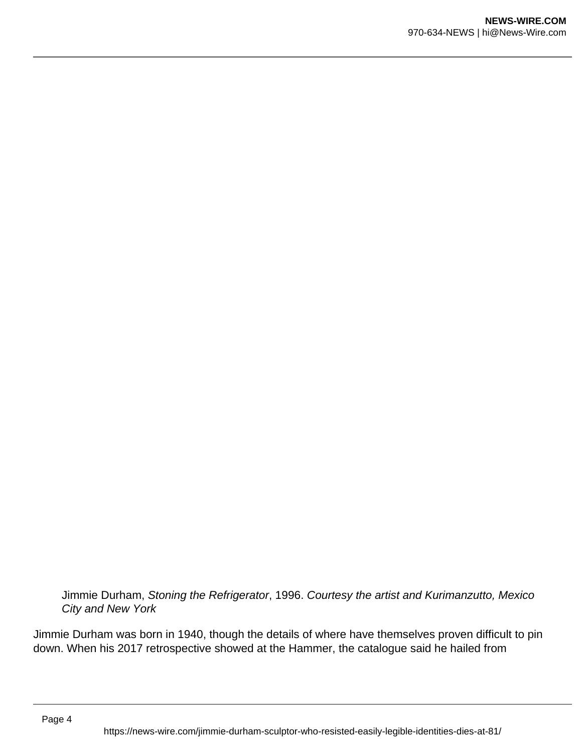Jimmie Durham, *Stoning the Refrigerator*, 1996. *Courtesy the artist and Kurimanzutto, Mexico City and New York*

Jimmie Durham was born in 1940, though the details of where have themselves proven difficult to pin down. When his 2017 retrospective showed at the Hammer, the catalogue said he hailed from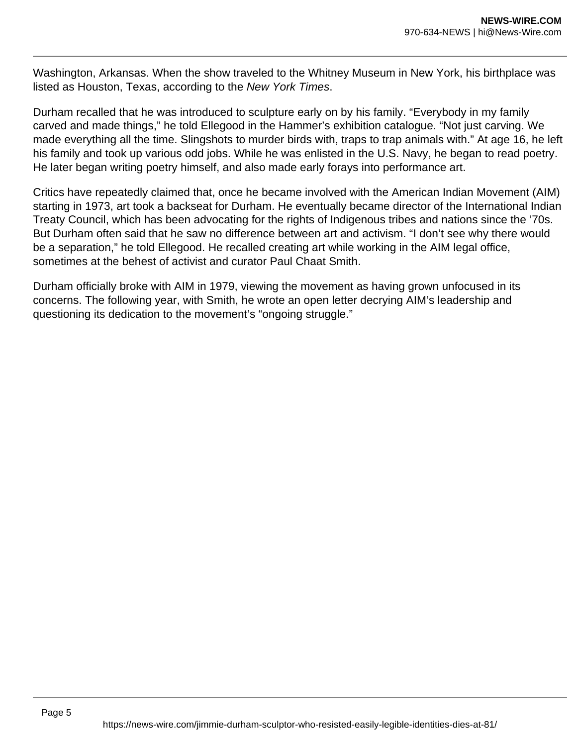Washington, Arkansas. When the show traveled to the Whitney Museum in New York, his birthplace was listed as Houston, Texas, according to the *New York Times*.

Durham recalled that he was introduced to sculpture early on by his family. “Everybody in my family carved and made things,” he told Ellegood in the Hammer’s exhibition catalogue. “Not just carving. We made everything all the time. Slingshots to murder birds with, traps to trap animals with.” At age 16, he left his family and took up various odd jobs. While he was enlisted in the U.S. Navy, he began to read poetry. He later began writing poetry himself, and also made early forays into performance art.

Critics have repeatedly claimed that, once he became involved with the American Indian Movement (AIM) starting in 1973, art took a backseat for Durham. He eventually became director of the International Indian Treaty Council, which has been advocating for the rights of Indigenous tribes and nations since the ’70s. But Durham often said that he saw no difference between art and activism. “I don’t see why there would be a separation,” he told Ellegood. He recalled creating art while working in the AIM legal office, sometimes at the behest of activist and curator Paul Chaat Smith.

Durham officially broke with AIM in 1979, viewing the movement as having grown unfocused in its concerns. The following year, with Smith, he wrote an open letter decrying AIM’s leadership and questioning its dedication to the movement’s “ongoing struggle.”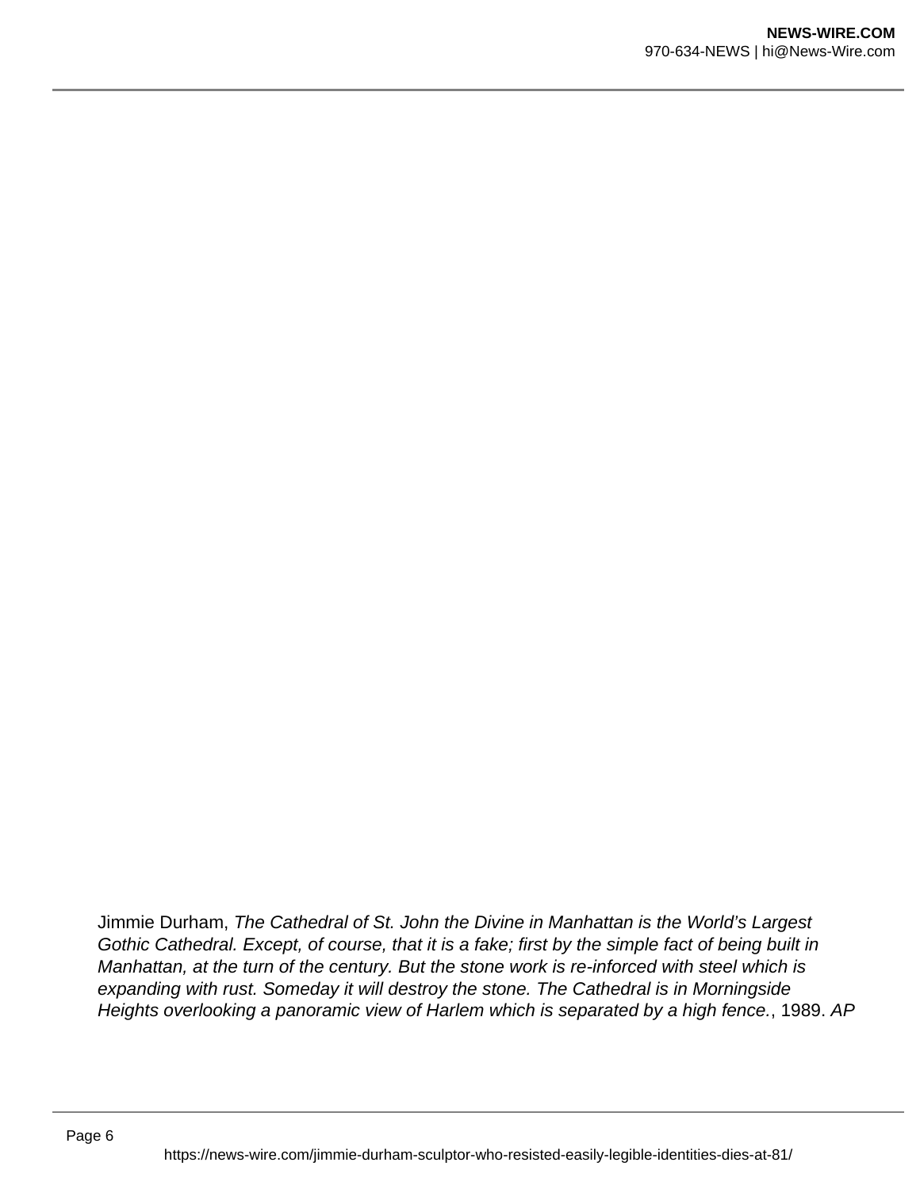Jimmie Durham, *The Cathedral of St. John the Divine in Manhattan is the World's Largest Gothic Cathedral. Except, of course, that it is a fake; first by the simple fact of being built in Manhattan, at the turn of the century. But the stone work is re-inforced with steel which is expanding with rust. Someday it will destroy the stone. The Cathedral is in Morningside Heights overlooking a panoramic view of Harlem which is separated by a high fence.*, 1989. *AP*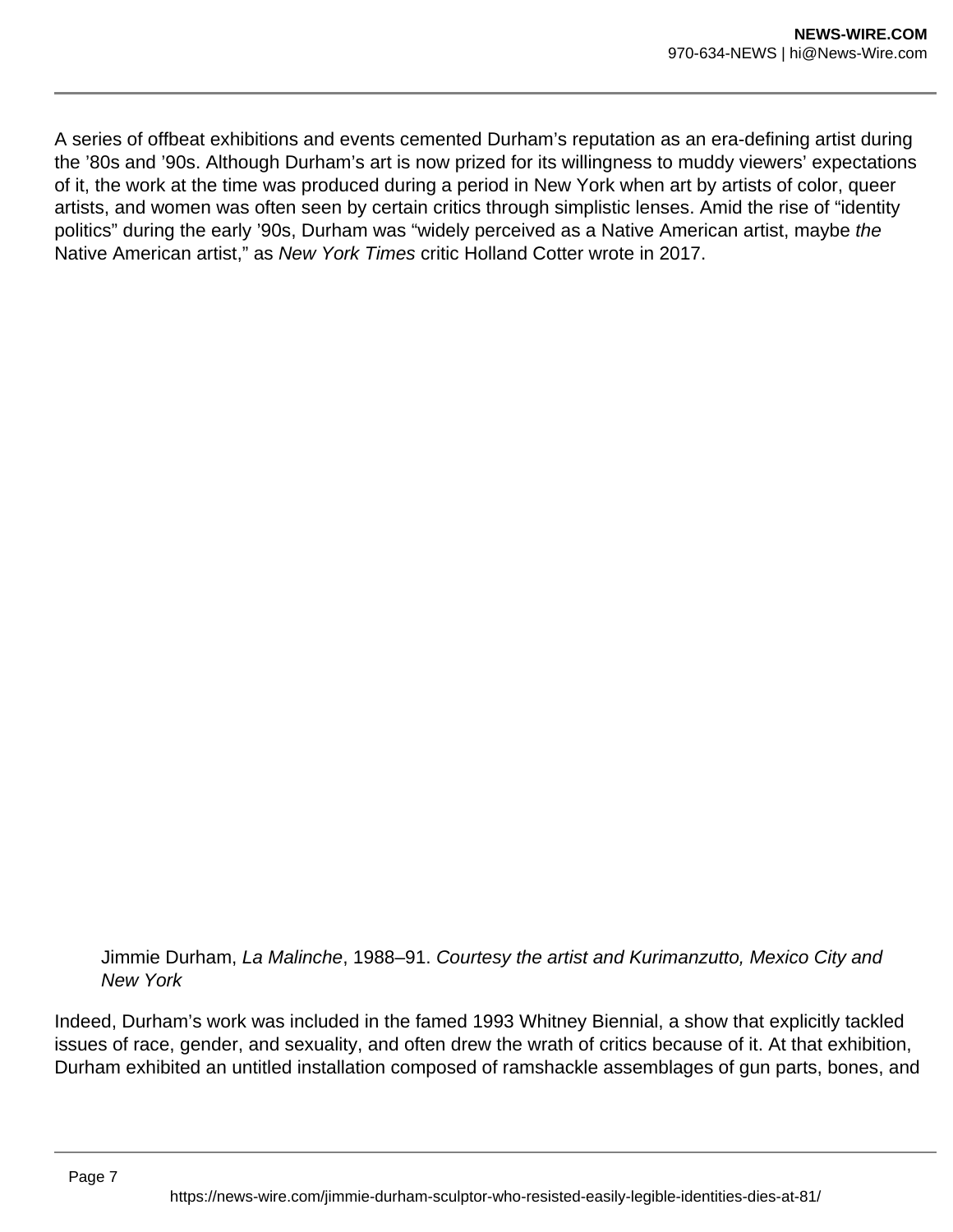A series of offbeat exhibitions and events cemented Durham's reputation as an era-defining artist during the '80s and '90s. Although Durham's art is now prized for its willingness to muddy viewers' expectations of it, the work at the time was produced during a period in New York when art by artists of color, queer artists, and women was often seen by certain critics through simplistic lenses. Amid the rise of "identity politics" during the early '90s, Durham was "widely perceived as a Native American artist, maybe *the* Native American artist," as *New York Times* critic Holland Cotter wrote in 2017.

Jimmie Durham, *La Malinche*, 1988–91. *Courtesy the artist and Kurimanzutto, Mexico City and New York*

Indeed, Durham's work was included in the famed 1993 Whitney Biennial, a show that explicitly tackled issues of race, gender, and sexuality, and often drew the wrath of critics because of it. At that exhibition, Durham exhibited an untitled installation composed of ramshackle assemblages of gun parts, bones, and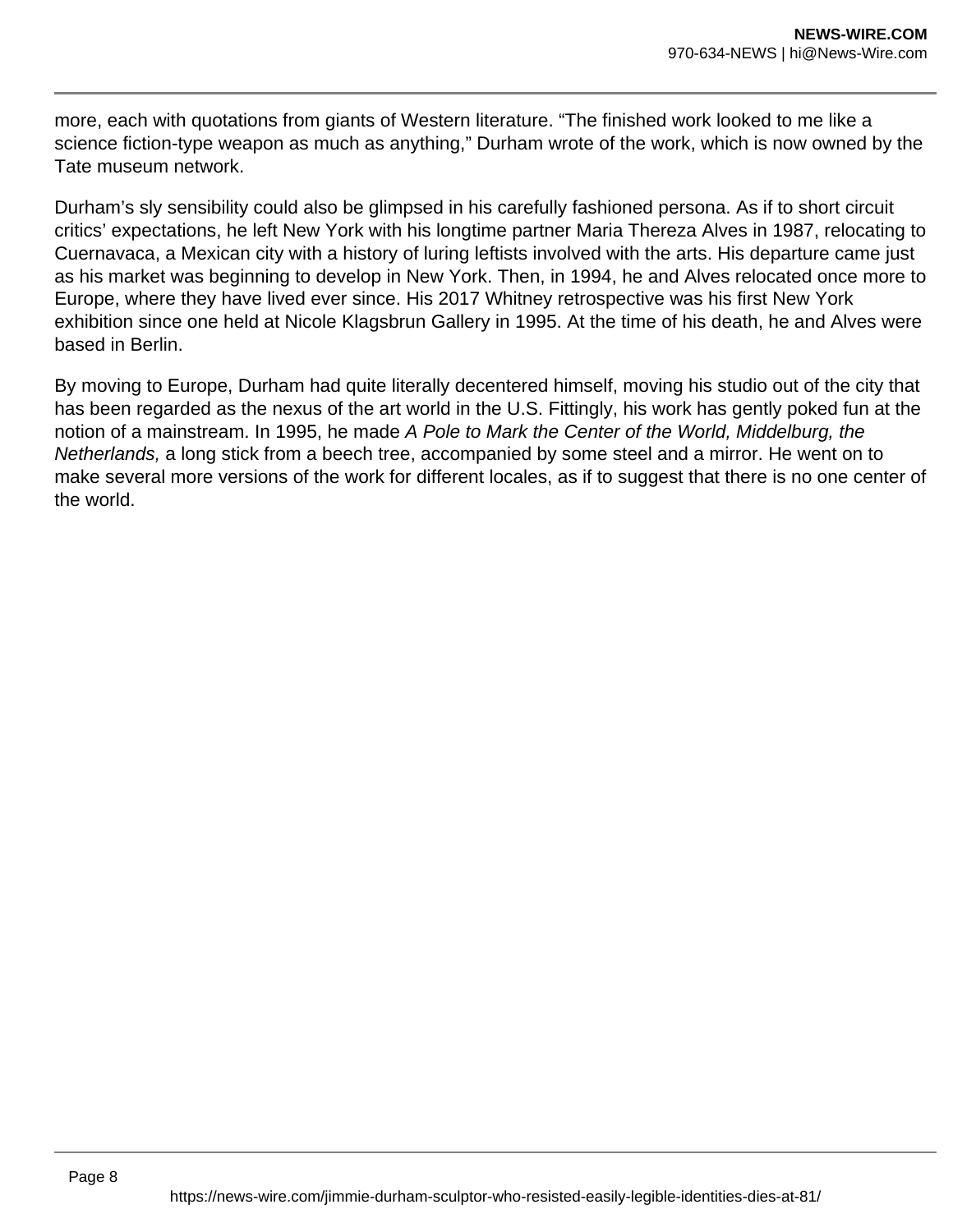more, each with quotations from giants of Western literature. “The finished work looked to me like a science fiction-type weapon as much as anything,” Durham wrote of the work, which is now owned by the Tate museum network.

Durham’s sly sensibility could also be glimpsed in his carefully fashioned persona. As if to short circuit critics’ expectations, he left New York with his longtime partner Maria Thereza Alves in 1987, relocating to Cuernavaca, a Mexican city with a history of luring leftists involved with the arts. His departure came just as his market was beginning to develop in New York. Then, in 1994, he and Alves relocated once more to Europe, where they have lived ever since. His 2017 Whitney retrospective was his first New York exhibition since one held at Nicole Klagsbrun Gallery in 1995. At the time of his death, he and Alves were based in Berlin.

By moving to Europe, Durham had quite literally decentered himself, moving his studio out of the city that has been regarded as the nexus of the art world in the U.S. Fittingly, his work has gently poked fun at the notion of a mainstream. In 1995, he made *A Pole to Mark the Center of the World, Middelburg, the Netherlands,* a long stick from a beech tree, accompanied by some steel and a mirror. He went on to make several more versions of the work for different locales, as if to suggest that there is no one center of the world.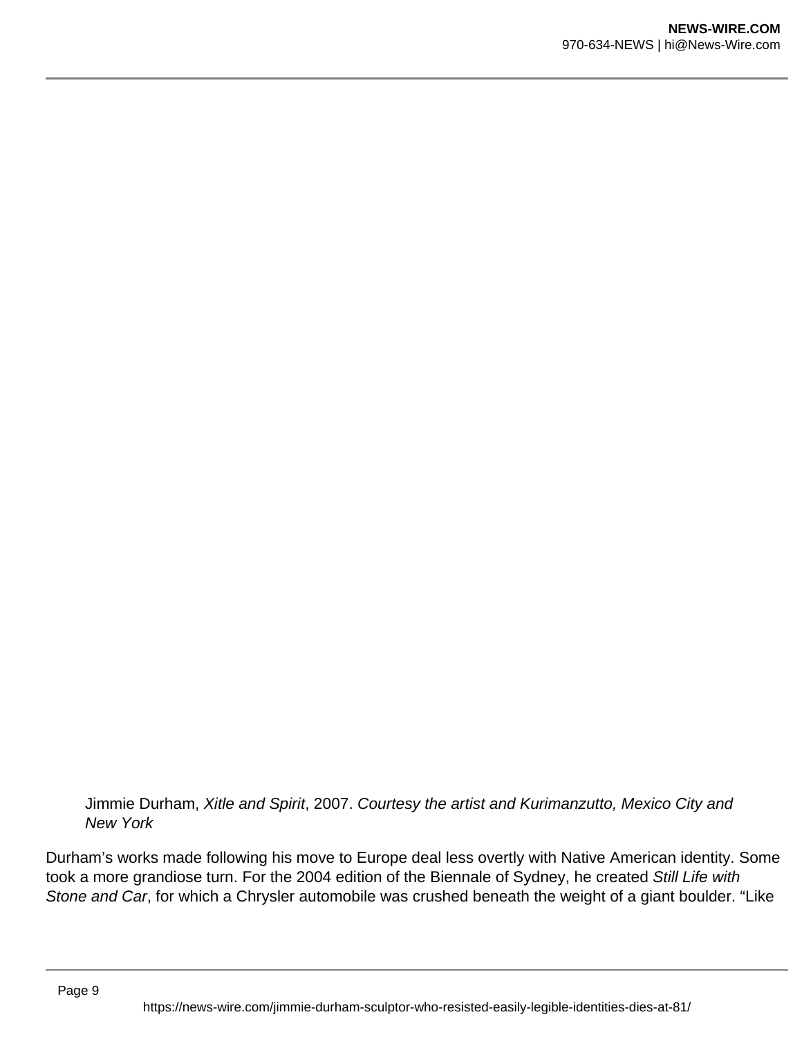Jimmie Durham, *Xitle and Spirit*, 2007. *Courtesy the artist and Kurimanzutto, Mexico City and New York*

Durham's works made following his move to Europe deal less overtly with Native American identity. Some took a more grandiose turn. For the 2004 edition of the Biennale of Sydney, he created *Still Life with Stone and Car*, for which a Chrysler automobile was crushed beneath the weight of a giant boulder. "Like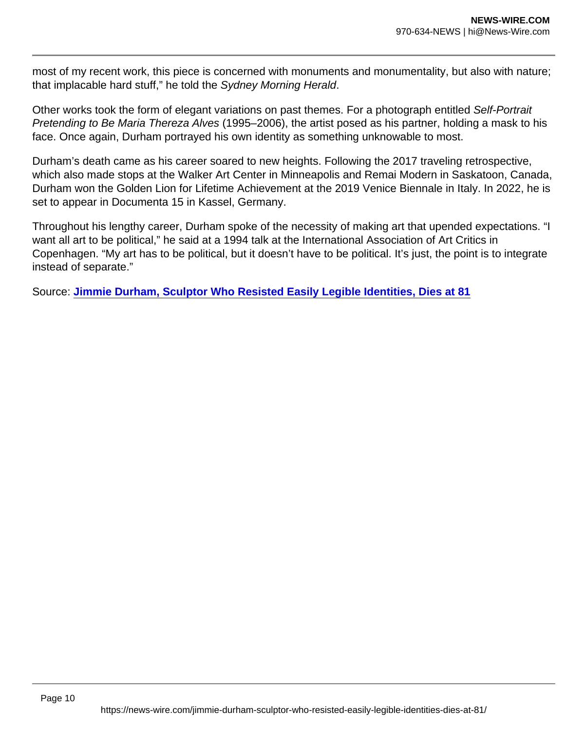most of my recent work, this piece is concerned with monuments and monumentality, but also with nature; that implacable hard stuff," he told the *Sydney Morning Herald*.

Other works took the form of elegant variations on past themes. For a photograph entitled *Self-Portrait Pretending to Be Maria Thereza Alves* (1995–2006), the artist posed as his partner, holding a mask to his face. Once again, Durham portrayed his own identity as something unknowable to most.

Durham's death came as his career soared to new heights. Following the 2017 traveling retrospective, which also made stops at the Walker Art Center in Minneapolis and Remai Modern in Saskatoon, Canada, Durham won the Golden Lion for Lifetime Achievement at the 2019 Venice Biennale in Italy. In 2022, he is set to appear in Documenta 15 in Kassel, Germany.

Throughout his lengthy career, Durham spoke of the necessity of making art that upended expectations. "I want all art to be political," he said at a 1994 talk at the International Association of Art Critics in Copenhagen. "My art has to be political, but it doesn't have to be political. It's just, the point is to integrate instead of separate."

Source: **[Jimmie Durham, Sculptor Who Resisted Easily Legible Identities, Dies at 81](https://news-wire.com/jimmie-durham-sculptor-who-resisted-easily-legible-identities-dies-at-81/)**